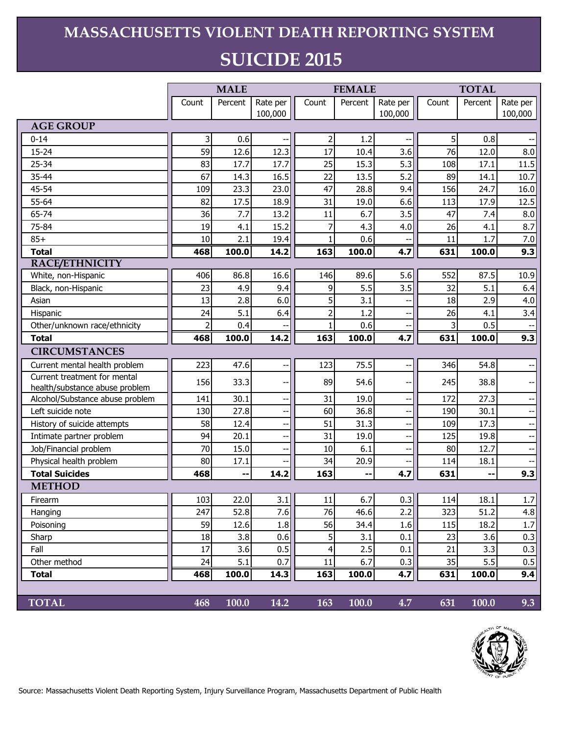# MASSACHUSETTS VIOLENT DEATH REPORTING SYSTEM

## SUICIDE 2015

| | MALE | | | FEMALE | | | TOTAL | | |
|---|---|---|---|---|---|---|---|---|---|
| | Count | Percent | Rate per 100,000 | Count | Percent | Rate per 100,000 | Count | Percent | Rate per 100,000 |
| **AGE GROUP** | | | | | | | | | |
| 0-14 | 3 | 0.6 | -- | 2 | 1.2 | -- | 5 | 0.8 | -- |
| 15-24 | 59 | 12.6 | 12.3 | 17 | 10.4 | 3.6 | 76 | 12.0 | 8.0 |
| 25-34 | 83 | 17.7 | 17.7 | 25 | 15.3 | 5.3 | 108 | 17.1 | 11.5 |
| 35-44 | 67 | 14.3 | 16.5 | 22 | 13.5 | 5.2 | 89 | 14.1 | 10.7 |
| 45-54 | 109 | 23.3 | 23.0 | 47 | 28.8 | 9.4 | 156 | 24.7 | 16.0 |
| 55-64 | 82 | 17.5 | 18.9 | 31 | 19.0 | 6.6 | 113 | 17.9 | 12.5 |
| 65-74 | 36 | 7.7 | 13.2 | 11 | 6.7 | 3.5 | 47 | 7.4 | 8.0 |
| 75-84 | 19 | 4.1 | 15.2 | 7 | 4.3 | 4.0 | 26 | 4.1 | 8.7 |
| 85+ | 10 | 2.1 | 19.4 | 1 | 0.6 | -- | 11 | 1.7 | 7.0 |
| **Total** | **468** | **100.0** | **14.2** | **163** | **100.0** | **4.7** | **631** | **100.0** | **9.3** |
| **RACE/ETHNICITY** | | | | | | | | | |
| White, non-Hispanic | 406 | 86.8 | 16.6 | 146 | 89.6 | 5.6 | 552 | 87.5 | 10.9 |
| Black, non-Hispanic | 23 | 4.9 | 9.4 | 9 | 5.5 | 3.5 | 32 | 5.1 | 6.4 |
| Asian | 13 | 2.8 | 6.0 | 5 | 3.1 | -- | 18 | 2.9 | 4.0 |
| Hispanic | 24 | 5.1 | 6.4 | 2 | 1.2 | -- | 26 | 4.1 | 3.4 |
| Other/unknown race/ethnicity | 2 | 0.4 | -- | 1 | 0.6 | -- | 3 | 0.5 | -- |
| **Total** | **468** | **100.0** | **14.2** | **163** | **100.0** | **4.7** | **631** | **100.0** | **9.3** |
| **CIRCUMSTANCES** | | | | | | | | | |
| Current mental health problem | 223 | 47.6 | -- | 123 | 75.5 | -- | 346 | 54.8 | -- |
| Current treatment for mental health/substance abuse problem | 156 | 33.3 | -- | 89 | 54.6 | -- | 245 | 38.8 | -- |
| Alcohol/Substance abuse problem | 141 | 30.1 | -- | 31 | 19.0 | -- | 172 | 27.3 | -- |
| Left suicide note | 130 | 27.8 | -- | 60 | 36.8 | -- | 190 | 30.1 | -- |
| History of suicide attempts | 58 | 12.4 | -- | 51 | 31.3 | -- | 109 | 17.3 | -- |
| Intimate partner problem | 94 | 20.1 | -- | 31 | 19.0 | -- | 125 | 19.8 | -- |
| Job/Financial problem | 70 | 15.0 | -- | 10 | 6.1 | -- | 80 | 12.7 | -- |
| Physical health problem | 80 | 17.1 | -- | 34 | 20.9 | -- | 114 | 18.1 | -- |
| **Total Suicides** | **468** | **--** | **14.2** | **163** | **--** | **4.7** | **631** | **--** | **9.3** |
| **METHOD** | | | | | | | | | |
| Firearm | 103 | 22.0 | 3.1 | 11 | 6.7 | 0.3 | 114 | 18.1 | 1.7 |
| Hanging | 247 | 52.8 | 7.6 | 76 | 46.6 | 2.2 | 323 | 51.2 | 4.8 |
| Poisoning | 59 | 12.6 | 1.8 | 56 | 34.4 | 1.6 | 115 | 18.2 | 1.7 |
| Sharp | 18 | 3.8 | 0.6 | 5 | 3.1 | 0.1 | 23 | 3.6 | 0.3 |
| Fall | 17 | 3.6 | 0.5 | 4 | 2.5 | 0.1 | 21 | 3.3 | 0.3 |
| Other method | 24 | 5.1 | 0.7 | 11 | 6.7 | 0.3 | 35 | 5.5 | 0.5 |
| **Total** | **468** | **100.0** | **14.3** | **163** | **100.0** | **4.7** | **631** | **100.0** | **9.4** |
| **TOTAL** | **468** | **100.0** | **14.2** | **163** | **100.0** | **4.7** | **631** | **100.0** | **9.3** |

Source: Massachusetts Violent Death Reporting System, Injury Surveillance Program, Massachusetts Department of Public Health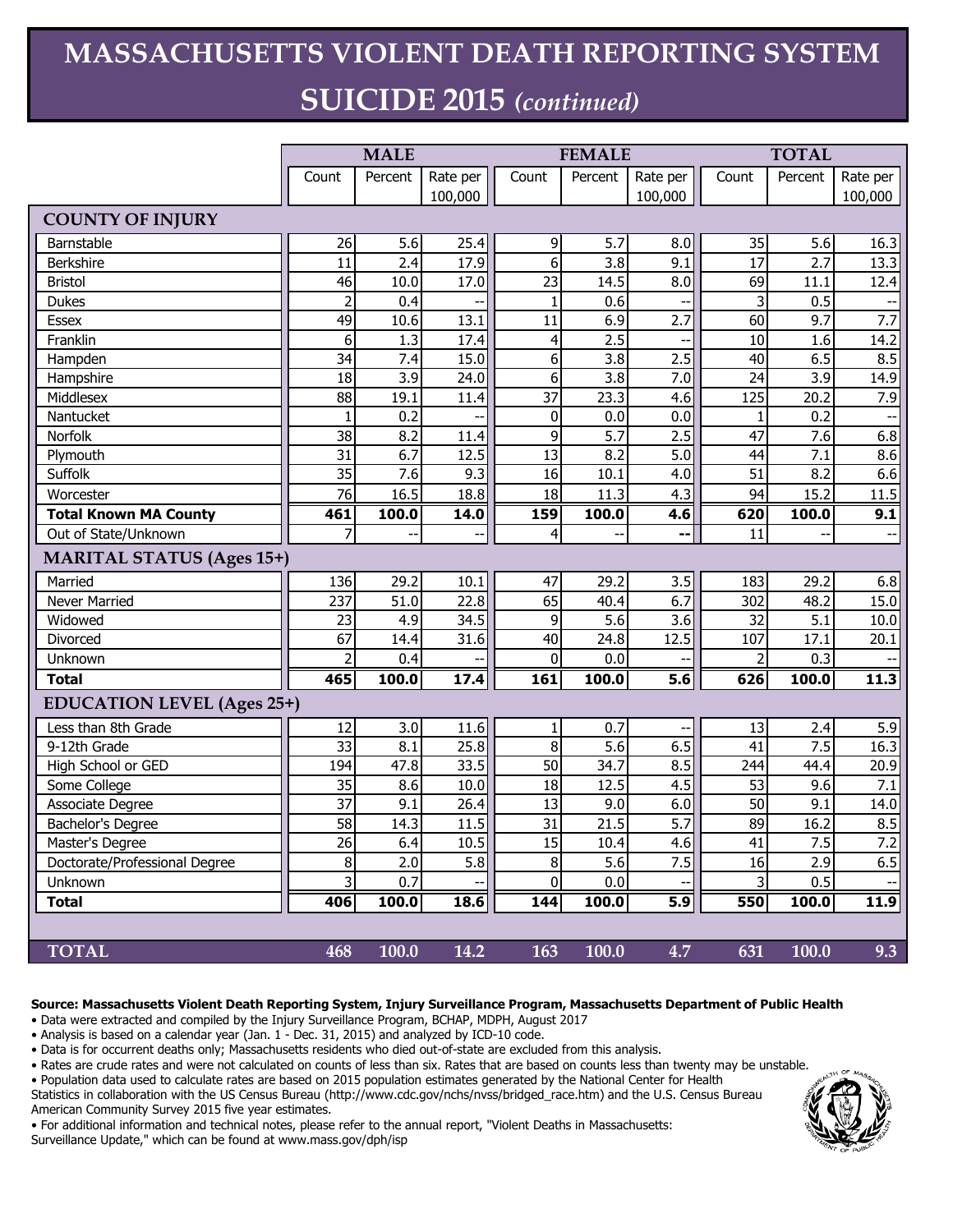# MASSACHUSETTS VIOLENT DEATH REPORTING SYSTEM

## SUICIDE 2015 *(continued)*

| | MALE | | | FEMALE | | | TOTAL | | |
|---|---|---|---|---|---|---|---|---|---|
| | Count | Percent | Rate per 100,000 | Count | Percent | Rate per 100,000 | Count | Percent | Rate per 100,000 |
| **COUNTY OF INJURY** | | | | | | | | | |
| Barnstable | 26 | 5.6 | 25.4 | 9 | 5.7 | 8.0 | 35 | 5.6 | 16.3 |
| Berkshire | 11 | 2.4 | 17.9 | 6 | 3.8 | 9.1 | 17 | 2.7 | 13.3 |
| Bristol | 46 | 10.0 | 17.0 | 23 | 14.5 | 8.0 | 69 | 11.1 | 12.4 |
| Dukes | 2 | 0.4 | -- | 1 | 0.6 | -- | 3 | 0.5 | -- |
| Essex | 49 | 10.6 | 13.1 | 11 | 6.9 | 2.7 | 60 | 9.7 | 7.7 |
| Franklin | 6 | 1.3 | 17.4 | 4 | 2.5 | -- | 10 | 1.6 | 14.2 |
| Hampden | 34 | 7.4 | 15.0 | 6 | 3.8 | 2.5 | 40 | 6.5 | 8.5 |
| Hampshire | 18 | 3.9 | 24.0 | 6 | 3.8 | 7.0 | 24 | 3.9 | 14.9 |
| Middlesex | 88 | 19.1 | 11.4 | 37 | 23.3 | 4.6 | 125 | 20.2 | 7.9 |
| Nantucket | 1 | 0.2 | -- | 0 | 0.0 | 0.0 | 1 | 0.2 | -- |
| Norfolk | 38 | 8.2 | 11.4 | 9 | 5.7 | 2.5 | 47 | 7.6 | 6.8 |
| Plymouth | 31 | 6.7 | 12.5 | 13 | 8.2 | 5.0 | 44 | 7.1 | 8.6 |
| Suffolk | 35 | 7.6 | 9.3 | 16 | 10.1 | 4.0 | 51 | 8.2 | 6.6 |
| Worcester | 76 | 16.5 | 18.8 | 18 | 11.3 | 4.3 | 94 | 15.2 | 11.5 |
| **Total Known MA County** | **461** | **100.0** | **14.0** | **159** | **100.0** | **4.6** | **620** | **100.0** | **9.1** |
| Out of State/Unknown | 7 | -- | -- | 4 | -- | -- | 11 | -- | -- |
| **MARITAL STATUS (Ages 15+)** | | | | | | | | | |
| Married | 136 | 29.2 | 10.1 | 47 | 29.2 | 3.5 | 183 | 29.2 | 6.8 |
| Never Married | 237 | 51.0 | 22.8 | 65 | 40.4 | 6.7 | 302 | 48.2 | 15.0 |
| Widowed | 23 | 4.9 | 34.5 | 9 | 5.6 | 3.6 | 32 | 5.1 | 10.0 |
| Divorced | 67 | 14.4 | 31.6 | 40 | 24.8 | 12.5 | 107 | 17.1 | 20.1 |
| Unknown | 2 | 0.4 | -- | 0 | 0.0 | -- | 2 | 0.3 | -- |
| **Total** | **465** | **100.0** | **17.4** | **161** | **100.0** | **5.6** | **626** | **100.0** | **11.3** |
| **EDUCATION LEVEL (Ages 25+)** | | | | | | | | | |
| Less than 8th Grade | 12 | 3.0 | 11.6 | 1 | 0.7 | -- | 13 | 2.4 | 5.9 |
| 9-12th Grade | 33 | 8.1 | 25.8 | 8 | 5.6 | 6.5 | 41 | 7.5 | 16.3 |
| High School or GED | 194 | 47.8 | 33.5 | 50 | 34.7 | 8.5 | 244 | 44.4 | 20.9 |
| Some College | 35 | 8.6 | 10.0 | 18 | 12.5 | 4.5 | 53 | 9.6 | 7.1 |
| Associate Degree | 37 | 9.1 | 26.4 | 13 | 9.0 | 6.0 | 50 | 9.1 | 14.0 |
| Bachelor's Degree | 58 | 14.3 | 11.5 | 31 | 21.5 | 5.7 | 89 | 16.2 | 8.5 |
| Master's Degree | 26 | 6.4 | 10.5 | 15 | 10.4 | 4.6 | 41 | 7.5 | 7.2 |
| Doctorate/Professional Degree | 8 | 2.0 | 5.8 | 8 | 5.6 | 7.5 | 16 | 2.9 | 6.5 |
| Unknown | 3 | 0.7 | -- | 0 | 0.0 | -- | 3 | 0.5 | -- |
| **Total** | **406** | **100.0** | **18.6** | **144** | **100.0** | **5.9** | **550** | **100.0** | **11.9** |
| **TOTAL** | **468** | **100.0** | **14.2** | **163** | **100.0** | **4.7** | **631** | **100.0** | **9.3** |

**Source: Massachusetts Violent Death Reporting System, Injury Surveillance Program, Massachusetts Department of Public Health**

- Data were extracted and compiled by the Injury Surveillance Program, BCHAP, MDPH, August 2017
- Analysis is based on a calendar year (Jan. 1 - Dec. 31, 2015) and analyzed by ICD-10 code.
- Data is for occurrent deaths only; Massachusetts residents who died out-of-state are excluded from this analysis.
- Rates are crude rates and were not calculated on counts of less than six. Rates that are based on counts less than twenty may be unstable.
- Population data used to calculate rates are based on 2015 population estimates generated by the National Center for Health Statistics in collaboration with the US Census Bureau (http://www.cdc.gov/nchs/nvss/bridged_race.htm) and the U.S. Census Bureau American Community Survey 2015 five year estimates.
- For additional information and technical notes, please refer to the annual report, "Violent Deaths in Massachusetts: Surveillance Update," which can be found at www.mass.gov/dph/isp